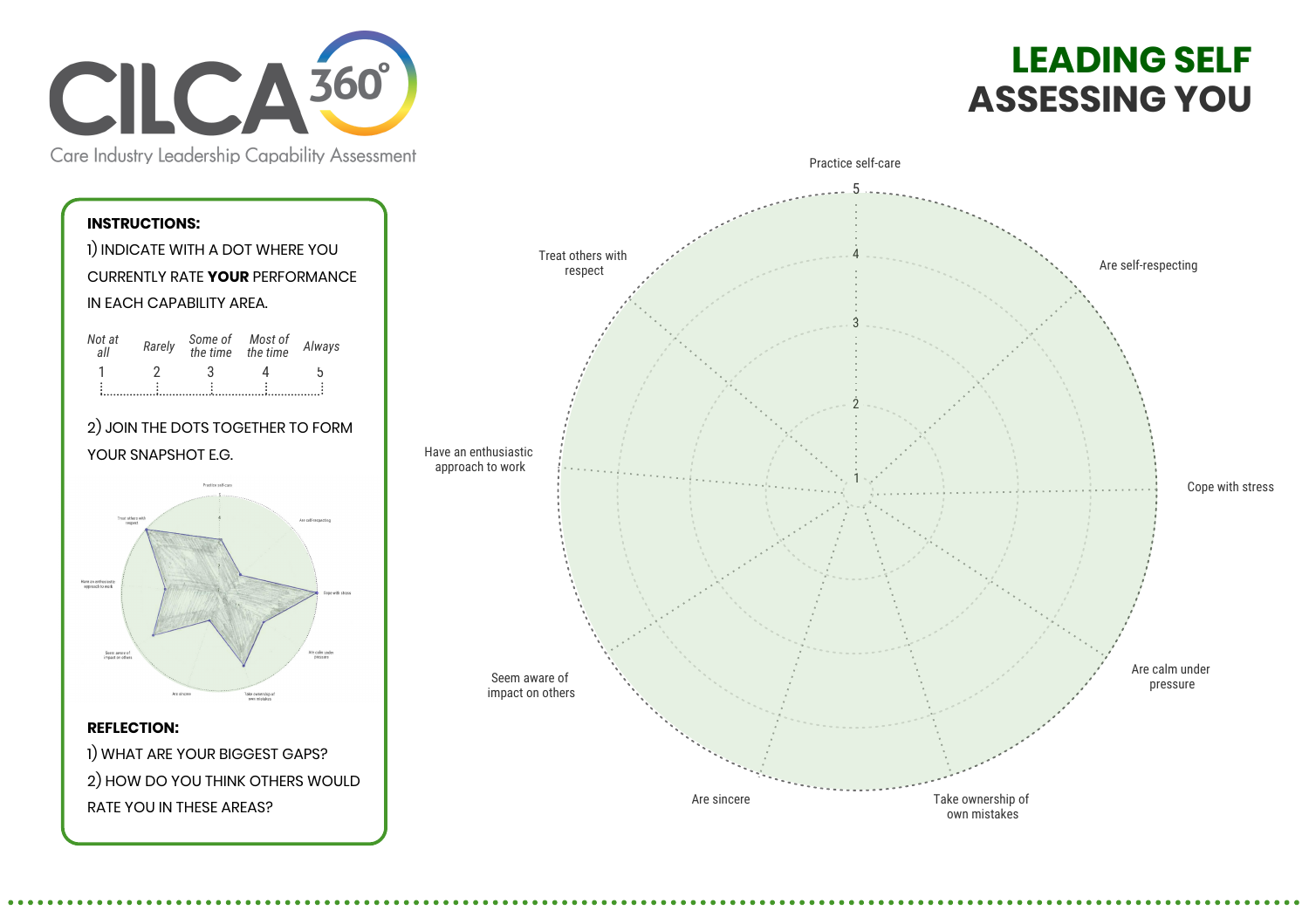# CILCA 360°

Care Industry Leadership Capability Assessment

# LEADING SELF ASSESSING YOU

**INSTRUCTIONS:**

1) INDICATE WITH A DOT WHERE YOU CURRENTLY RATE **YOUR** PERFORMANCE IN EACH CAPABILITY AREA.

| *Not at all* | *Rarely* | *Some of the time* | *Most of the time* | *Always* |
|---|---|---|---|---|
| 1 | 2 | 3 | 4 | 5 |

2) JOIN THE DOTS TOGETHER TO FORM YOUR SNAPSHOT E.G.

**REFLECTION:**

1) WHAT ARE YOUR BIGGEST GAPS?
2) HOW DO YOU THINK OTHERS WOULD RATE YOU IN THESE AREAS?

Practice self-care

Are self-respecting

Cope with stress

Are calm under pressure

Take ownership of own mistakes

Are sincere

Seem aware of impact on others

Have an enthusiastic approach to work

Treat others with respect

1 2 3 4 5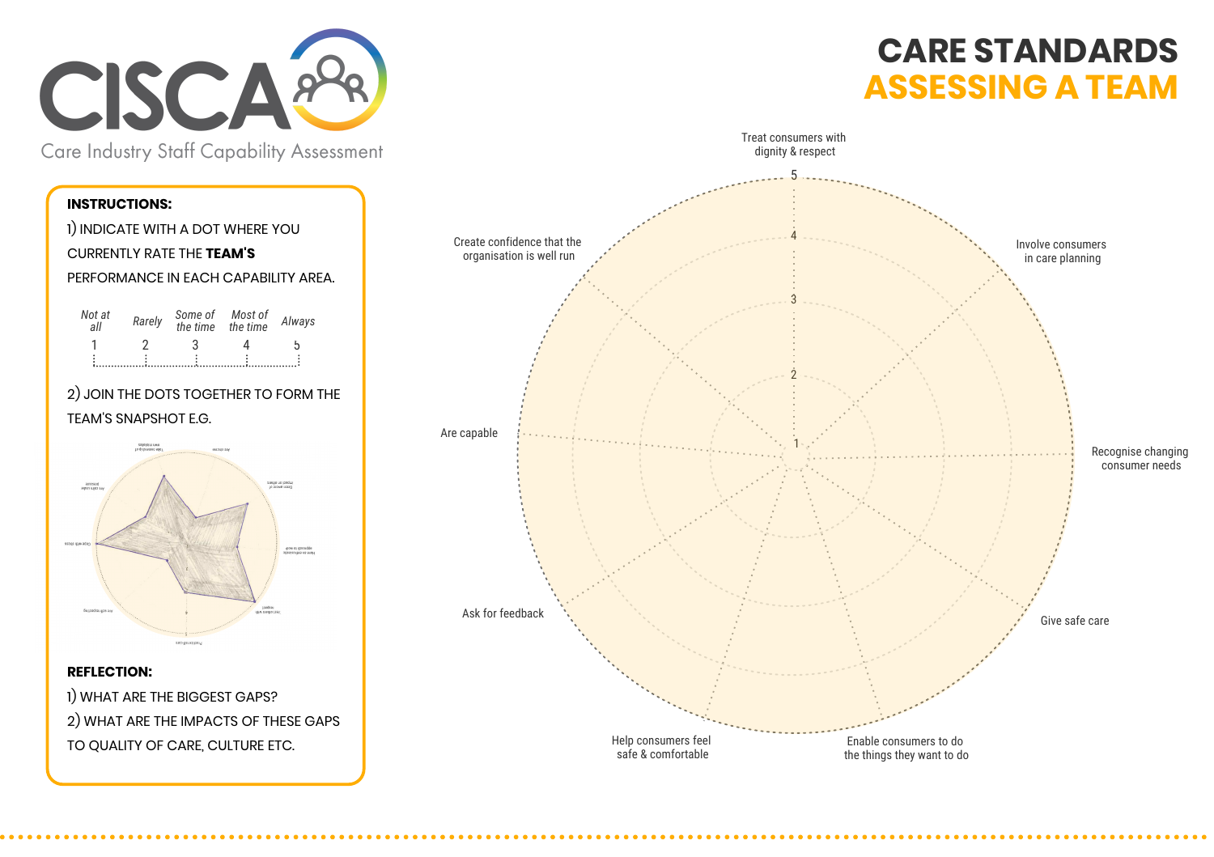CISCA

Care Industry Staff Capability Assessment

# CARE STANDARDS

# ASSESSING A TEAM

**INSTRUCTIONS:**

1) INDICATE WITH A DOT WHERE YOU CURRENTLY RATE THE **TEAM'S** PERFORMANCE IN EACH CAPABILITY AREA.

*Not at all* 1
*Rarely* 2
*Some of the time* 3
*Most of the time* 4
*Always* 5

2) JOIN THE DOTS TOGETHER TO FORM THE TEAM'S SNAPSHOT E.G.

**REFLECTION:**

1) WHAT ARE THE BIGGEST GAPS?

2) WHAT ARE THE IMPACTS OF THESE GAPS TO QUALITY OF CARE, CULTURE ETC.

Treat consumers with dignity & respect

Involve consumers in care planning

Recognise changing consumer needs

Give safe care

Enable consumers to do the things they want to do

Help consumers feel safe & comfortable

Ask for feedback

Are capable

Create confidence that the organisation is well run

1
2
3
4
5